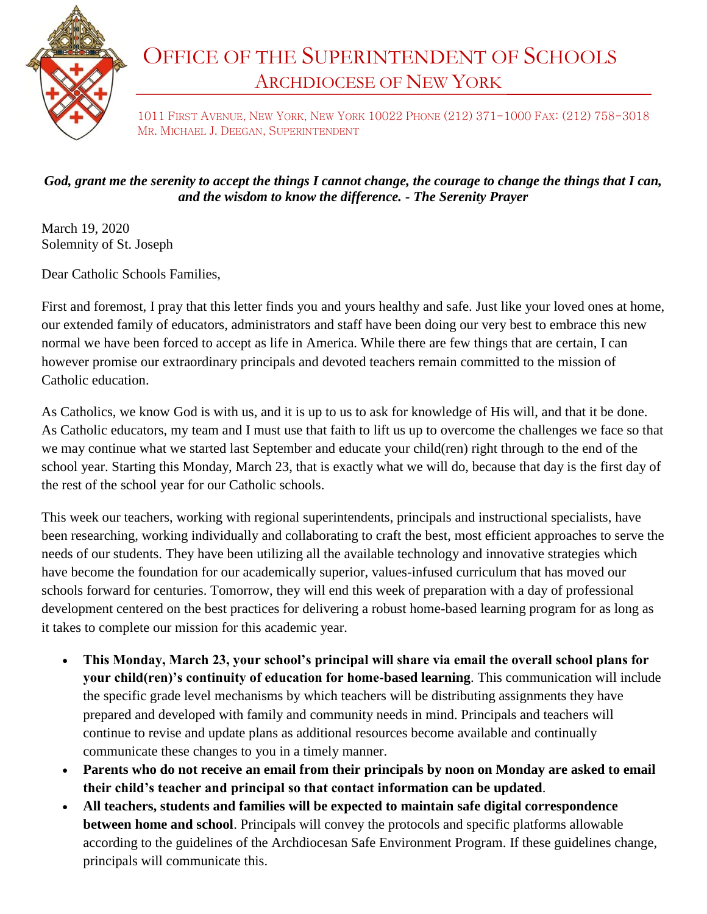# Office of the Superintendent of Schools

## Archdiocese of New York

1011 First Avenue, New York, New York 10022 Phone (212) 371-1000 Fax: (212) 758-3018
Mr. Michael J. Deegan, Superintendent

***God, grant me the serenity to accept the things I cannot change, the courage to change the things that I can, and the wisdom to know the difference. - The Serenity Prayer***

March 19, 2020
Solemnity of St. Joseph

Dear Catholic Schools Families,

First and foremost, I pray that this letter finds you and yours healthy and safe. Just like your loved ones at home, our extended family of educators, administrators and staff have been doing our very best to embrace this new normal we have been forced to accept as life in America. While there are few things that are certain, I can however promise our extraordinary principals and devoted teachers remain committed to the mission of Catholic education.

As Catholics, we know God is with us, and it is up to us to ask for knowledge of His will, and that it be done. As Catholic educators, my team and I must use that faith to lift us up to overcome the challenges we face so that we may continue what we started last September and educate your child(ren) right through to the end of the school year. Starting this Monday, March 23, that is exactly what we will do, because that day is the first day of the rest of the school year for our Catholic schools.

This week our teachers, working with regional superintendents, principals and instructional specialists, have been researching, working individually and collaborating to craft the best, most efficient approaches to serve the needs of our students. They have been utilizing all the available technology and innovative strategies which have become the foundation for our academically superior, values-infused curriculum that has moved our schools forward for centuries. Tomorrow, they will end this week of preparation with a day of professional development centered on the best practices for delivering a robust home-based learning program for as long as it takes to complete our mission for this academic year.

- **This Monday, March 23, your school's principal will share via email the overall school plans for your child(ren)'s continuity of education for home-based learning**. This communication will include the specific grade level mechanisms by which teachers will be distributing assignments they have prepared and developed with family and community needs in mind. Principals and teachers will continue to revise and update plans as additional resources become available and continually communicate these changes to you in a timely manner.
- **Parents who do not receive an email from their principals by noon on Monday are asked to email their child's teacher and principal so that contact information can be updated**.
- **All teachers, students and families will be expected to maintain safe digital correspondence between home and school**. Principals will convey the protocols and specific platforms allowable according to the guidelines of the Archdiocesan Safe Environment Program. If these guidelines change, principals will communicate this.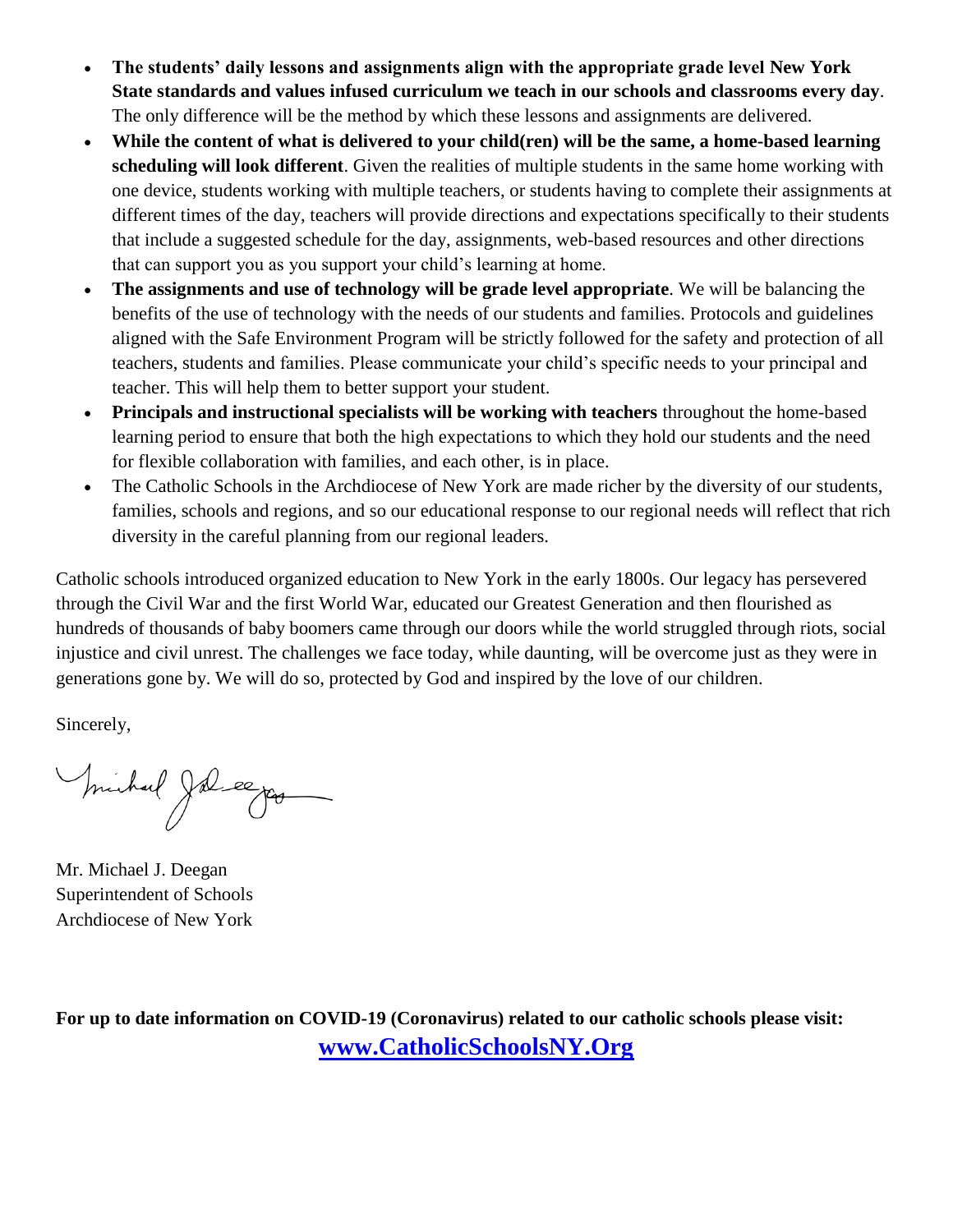- **The students' daily lessons and assignments align with the appropriate grade level New York State standards and values infused curriculum we teach in our schools and classrooms every day**. The only difference will be the method by which these lessons and assignments are delivered.
- **While the content of what is delivered to your child(ren) will be the same, a home-based learning scheduling will look different**. Given the realities of multiple students in the same home working with one device, students working with multiple teachers, or students having to complete their assignments at different times of the day, teachers will provide directions and expectations specifically to their students that include a suggested schedule for the day, assignments, web-based resources and other directions that can support you as you support your child's learning at home.
- **The assignments and use of technology will be grade level appropriate**. We will be balancing the benefits of the use of technology with the needs of our students and families. Protocols and guidelines aligned with the Safe Environment Program will be strictly followed for the safety and protection of all teachers, students and families. Please communicate your child's specific needs to your principal and teacher. This will help them to better support your student.
- **Principals and instructional specialists will be working with teachers** throughout the home-based learning period to ensure that both the high expectations to which they hold our students and the need for flexible collaboration with families, and each other, is in place.
- The Catholic Schools in the Archdiocese of New York are made richer by the diversity of our students, families, schools and regions, and so our educational response to our regional needs will reflect that rich diversity in the careful planning from our regional leaders.

Catholic schools introduced organized education to New York in the early 1800s. Our legacy has persevered through the Civil War and the first World War, educated our Greatest Generation and then flourished as hundreds of thousands of baby boomers came through our doors while the world struggled through riots, social injustice and civil unrest. The challenges we face today, while daunting, will be overcome just as they were in generations gone by. We will do so, protected by God and inspired by the love of our children.

Sincerely,

Michael J. Deegan

Mr. Michael J. Deegan
Superintendent of Schools
Archdiocese of New York

**For up to date information on COVID-19 (Coronavirus) related to our catholic schools please visit: [www.CatholicSchoolsNY.Org](http://www.CatholicSchoolsNY.Org)**